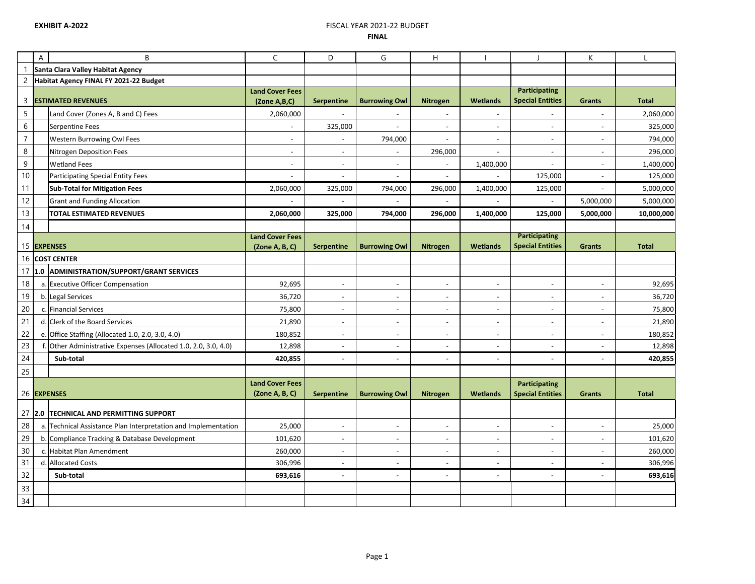**EXHIBIT A-2022**

FISCAL YEAR 2021-22 BUDGET

**FINAL**

| | A | B | C | D | G | H | I | J | K | L |
|---|---|---|---|---|---|---|---|---|---|---|
| 1 | **Santa Clara Valley Habitat Agency** | | | | | | | | | |
| 2 | **Habitat Agency FINAL FY 2021-22 Budget** | | | | | | | | | |
| 3 | **ESTIMATED REVENUES** | | **Land Cover Fees (Zone A,B,C)** | **Serpentine** | **Burrowing Owl** | **Nitrogen** | **Wetlands** | **Participating Special Entities** | **Grants** | **Total** |
| 5 | | Land Cover (Zones A, B and C) Fees | 2,060,000 | - | - | - | - | - | - | 2,060,000 |
| 6 | | Serpentine Fees | - | 325,000 | - | - | - | - | - | 325,000 |
| 7 | | Western Burrowing Owl Fees | - | - | 794,000 | - | - | - | - | 794,000 |
| 8 | | Nitrogen Deposition Fees | - | - | - | 296,000 | - | - | - | 296,000 |
| 9 | | Wetland Fees | - | - | - | - | 1,400,000 | - | - | 1,400,000 |
| 10 | | Participating Special Entity Fees | - | - | - | - | - | 125,000 | - | 125,000 |
| 11 | | **Sub-Total for Mitigation Fees** | 2,060,000 | 325,000 | 794,000 | 296,000 | 1,400,000 | 125,000 | - | 5,000,000 |
| 12 | | Grant and Funding Allocation | - | - | - | - | - | - | 5,000,000 | 5,000,000 |
| 13 | | **TOTAL ESTIMATED REVENUES** | **2,060,000** | **325,000** | **794,000** | **296,000** | **1,400,000** | **125,000** | **5,000,000** | **10,000,000** |
| 14 | | | | | | | | | | |
| 15 | **EXPENSES** | | **Land Cover Fees (Zone A, B, C)** | **Serpentine** | **Burrowing Owl** | **Nitrogen** | **Wetlands** | **Participating Special Entities** | **Grants** | **Total** |
| 16 | **COST CENTER** | | | | | | | | | |
| 17 | **1.0** | **ADMINISTRATION/SUPPORT/GRANT SERVICES** | | | | | | | | |
| 18 | a. | Executive Officer Compensation | 92,695 | - | - | - | - | - | - | 92,695 |
| 19 | b. | Legal Services | 36,720 | - | - | - | - | - | - | 36,720 |
| 20 | c. | Financial Services | 75,800 | - | - | - | - | - | - | 75,800 |
| 21 | d. | Clerk of the Board Services | 21,890 | - | - | - | - | - | - | 21,890 |
| 22 | e. | Office Staffing (Allocated 1.0, 2.0, 3.0, 4.0) | 180,852 | - | - | - | - | - | - | 180,852 |
| 23 | f. | Other Administrative Expenses (Allocated 1.0, 2.0, 3.0, 4.0) | 12,898 | - | - | - | - | - | - | 12,898 |
| 24 | | **Sub-total** | **420,855** | - | - | - | - | - | - | **420,855** |
| 25 | | | | | | | | | | |
| 26 | **EXPENSES** | | **Land Cover Fees (Zone A, B, C)** | **Serpentine** | **Burrowing Owl** | **Nitrogen** | **Wetlands** | **Participating Special Entities** | **Grants** | **Total** |
| 27 | **2.0** | **TECHNICAL AND PERMITTING SUPPORT** | | | | | | | | |
| 28 | a. | Technical Assistance Plan Interpretation and Implementation | 25,000 | - | - | - | - | - | - | 25,000 |
| 29 | b. | Compliance Tracking & Database Development | 101,620 | - | - | - | - | - | - | 101,620 |
| 30 | c. | Habitat Plan Amendment | 260,000 | - | - | - | - | - | - | 260,000 |
| 31 | d. | Allocated Costs | 306,996 | - | - | - | - | - | - | 306,996 |
| 32 | | **Sub-total** | **693,616** | **-** | **-** | **-** | **-** | **-** | **-** | **693,616** |
| 33 | | | | | | | | | | |
| 34 | | | | | | | | | | |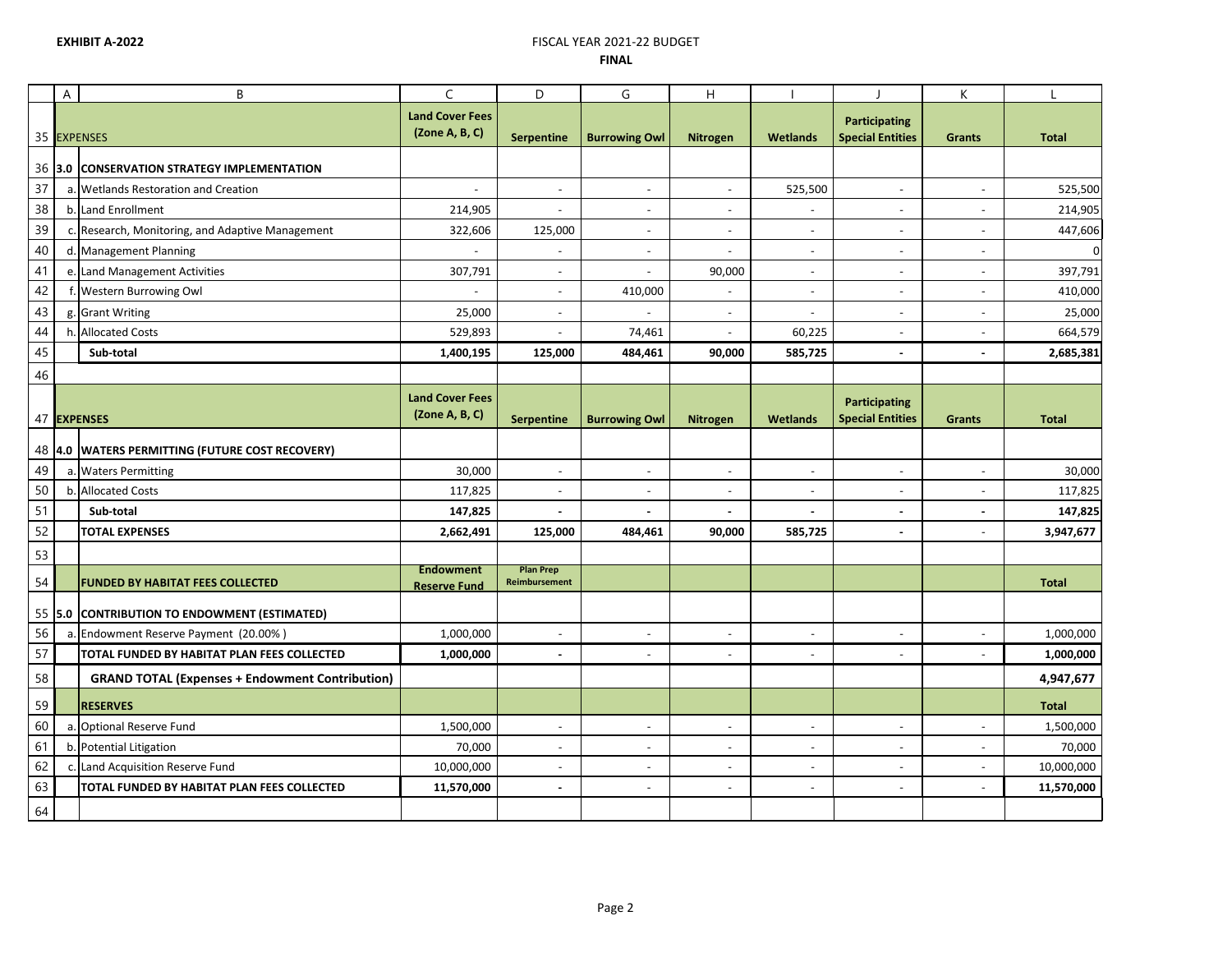**EXHIBIT A-2022**

FISCAL YEAR 2021-22 BUDGET

**FINAL**

| | A | B | C | D | G | H | I | J | K | L |
|---|---|---|---|---|---|---|---|---|---|---|
| 35 | EXPENSES | | **Land Cover Fees (Zone A, B, C)** | **Serpentine** | **Burrowing Owl** | **Nitrogen** | **Wetlands** | **Participating Special Entities** | **Grants** | **Total** |
| 36 | **3.0** | **CONSERVATION STRATEGY IMPLEMENTATION** | | | | | | | | |
| 37 | a. | Wetlands Restoration and Creation | - | - | - | - | 525,500 | - | - | 525,500 |
| 38 | b. | Land Enrollment | 214,905 | - | - | - | - | - | - | 214,905 |
| 39 | c. | Research, Monitoring, and Adaptive Management | 322,606 | 125,000 | - | - | - | - | - | 447,606 |
| 40 | d. | Management Planning | - | - | - | - | - | - | - | 0 |
| 41 | e. | Land Management Activities | 307,791 | - | - | 90,000 | - | - | - | 397,791 |
| 42 | f. | Western Burrowing Owl | - | - | 410,000 | - | - | - | - | 410,000 |
| 43 | g. | Grant Writing | 25,000 | - | - | - | - | - | - | 25,000 |
| 44 | h. | Allocated Costs | 529,893 | - | 74,461 | - | 60,225 | - | - | 664,579 |
| 45 | | **Sub-total** | **1,400,195** | **125,000** | **484,461** | **90,000** | **585,725** | **-** | **-** | **2,685,381** |
| 46 | | | | | | | | | | |
| 47 | **EXPENSES** | | **Land Cover Fees (Zone A, B, C)** | **Serpentine** | **Burrowing Owl** | **Nitrogen** | **Wetlands** | **Participating Special Entities** | **Grants** | **Total** |
| 48 | **4.0** | **WATERS PERMITTING (FUTURE COST RECOVERY)** | | | | | | | | |
| 49 | a. | Waters Permitting | 30,000 | - | - | - | - | - | - | 30,000 |
| 50 | b. | Allocated Costs | 117,825 | - | - | - | - | - | - | 117,825 |
| 51 | | **Sub-total** | **147,825** | **-** | **-** | **-** | **-** | **-** | **-** | **147,825** |
| 52 | | **TOTAL EXPENSES** | **2,662,491** | **125,000** | **484,461** | **90,000** | **585,725** | **-** | - | **3,947,677** |
| 53 | | | | | | | | | | |
| 54 | | **FUNDED BY HABITAT FEES COLLECTED** | **Endowment Reserve Fund** | **Plan Prep Reimbursement** | | | | | | **Total** |
| 55 | **5.0** | **CONTRIBUTION TO ENDOWMENT (ESTIMATED)** | | | | | | | | |
| 56 | a. | Endowment Reserve Payment (20.00% ) | 1,000,000 | - | - | - | - | - | - | 1,000,000 |
| 57 | | **TOTAL FUNDED BY HABITAT PLAN FEES COLLECTED** | **1,000,000** | **-** | - | - | - | - | - | **1,000,000** |
| 58 | | **GRAND TOTAL (Expenses + Endowment Contribution)** | | | | | | | | **4,947,677** |
| 59 | | **RESERVES** | | | | | | | | **Total** |
| 60 | a. | Optional Reserve Fund | 1,500,000 | - | - | - | - | - | - | 1,500,000 |
| 61 | b. | Potential Litigation | 70,000 | - | - | - | - | - | - | 70,000 |
| 62 | c. | Land Acquisition Reserve Fund | 10,000,000 | - | - | - | - | - | - | 10,000,000 |
| 63 | | **TOTAL FUNDED BY HABITAT PLAN FEES COLLECTED** | **11,570,000** | **-** | - | - | - | - | - | **11,570,000** |
| 64 | | | | | | | | | | |